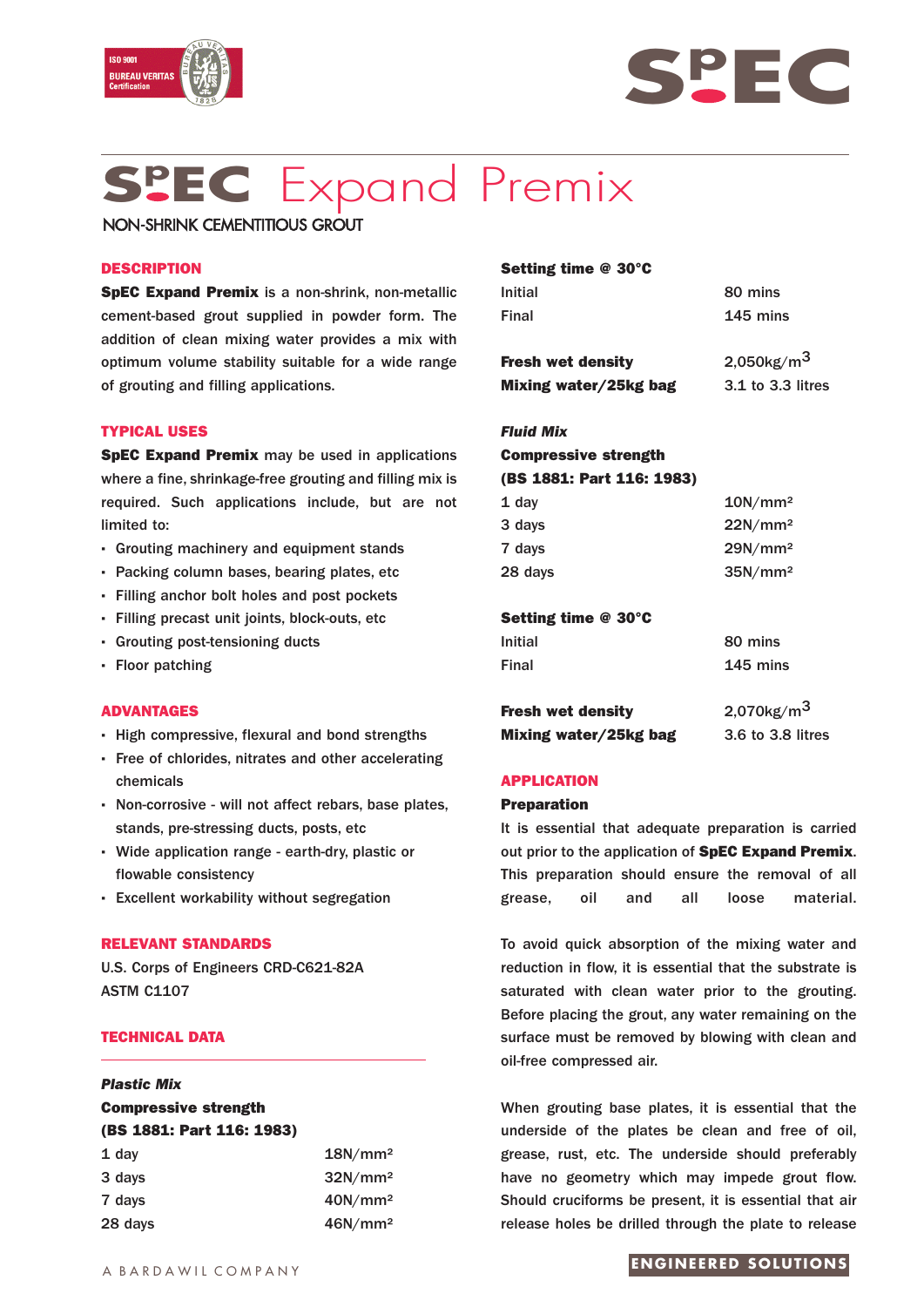# SpEC Expand Premix

NON-SHRINK CEMENTITIOUS GROUT

## DESCRIPTION

**SpEC Expand Premix** is a non-shrink, non-metallic cement-based grout supplied in powder form. The addition of clean mixing water provides a mix with optimum volume stability suitable for a wide range of grouting and filling applications.

## TYPICAL USES

**SpEC Expand Premix** may be used in applications where a fine, shrinkage-free grouting and filling mix is required. Such applications include, but are not limited to:

- Grouting machinery and equipment stands
- Packing column bases, bearing plates, etc
- Filling anchor bolt holes and post pockets
- Filling precast unit joints, block-outs, etc
- Grouting post-tensioning ducts
- Floor patching

## ADVANTAGES

- High compressive, flexural and bond strengths
- Free of chlorides, nitrates and other accelerating chemicals
- Non-corrosive - will not affect rebars, base plates, stands, pre-stressing ducts, posts, etc
- Wide application range - earth-dry, plastic or flowable consistency
- Excellent workability without segregation

## RELEVANT STANDARDS

U.S. Corps of Engineers CRD-C621-82A
ASTM C1107

## TECHNICAL DATA

***Plastic Mix***

**Compressive strength (BS 1881: Part 116: 1983)**

| | |
|---|---|
| 1 day | 18N/mm² |
| 3 days | 32N/mm² |
| 7 days | 40N/mm² |
| 28 days | 46N/mm² |

**Setting time @ 30°C**

| | |
|---|---|
| Initial | 80 mins |
| Final | 145 mins |

| | |
|---|---|
| **Fresh wet density** | 2,050kg/m³ |
| **Mixing water/25kg bag** | 3.1 to 3.3 litres |

***Fluid Mix***

**Compressive strength (BS 1881: Part 116: 1983)**

| | |
|---|---|
| 1 day | 10N/mm² |
| 3 days | 22N/mm² |
| 7 days | 29N/mm² |
| 28 days | 35N/mm² |

**Setting time @ 30°C**

| | |
|---|---|
| Initial | 80 mins |
| Final | 145 mins |

| | |
|---|---|
| **Fresh wet density** | 2,070kg/m³ |
| **Mixing water/25kg bag** | 3.6 to 3.8 litres |

## APPLICATION

### Preparation

It is essential that adequate preparation is carried out prior to the application of **SpEC Expand Premix**. This preparation should ensure the removal of all grease, oil and all loose material.

To avoid quick absorption of the mixing water and reduction in flow, it is essential that the substrate is saturated with clean water prior to the grouting. Before placing the grout, any water remaining on the surface must be removed by blowing with clean and oil-free compressed air.

When grouting base plates, it is essential that the underside of the plates be clean and free of oil, grease, rust, etc. The underside should preferably have no geometry which may impede grout flow. Should cruciforms be present, it is essential that air release holes be drilled through the plate to release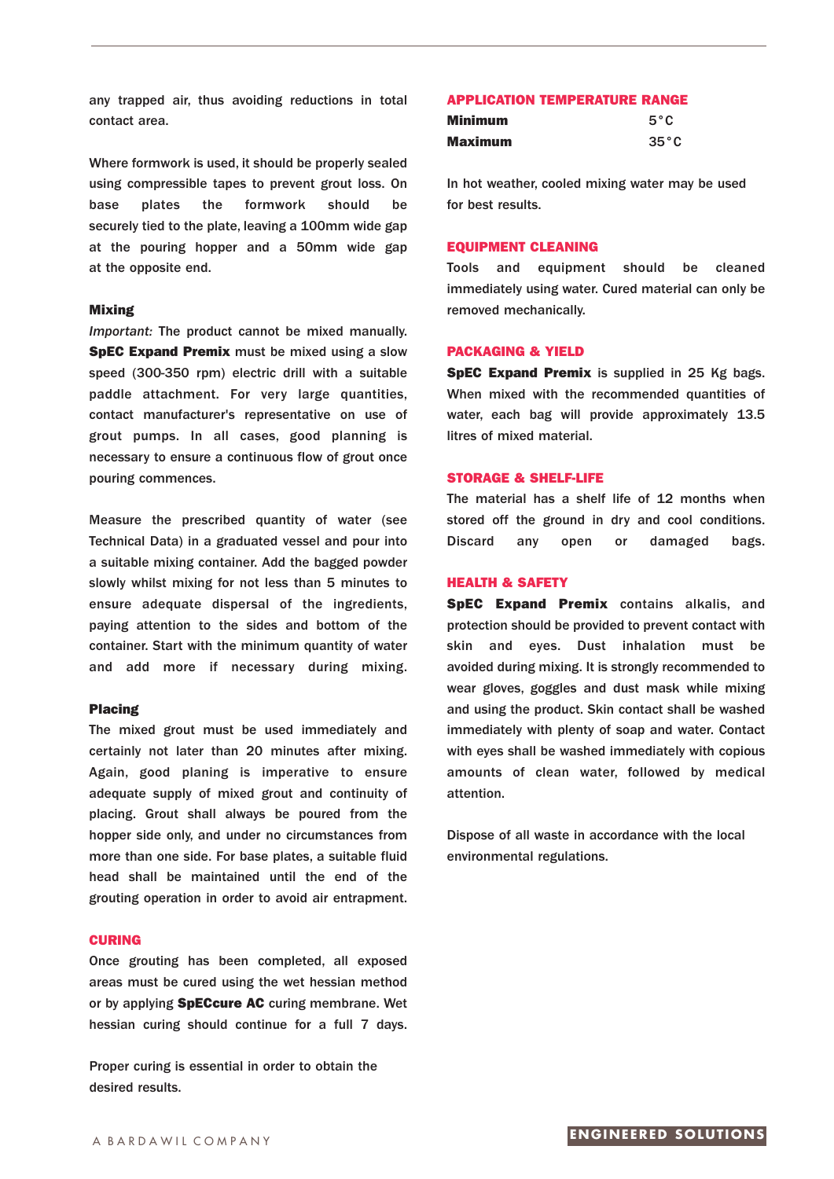any trapped air, thus avoiding reductions in total contact area.

Where formwork is used, it should be properly sealed using compressible tapes to prevent grout loss. On base plates the formwork should be securely tied to the plate, leaving a 100mm wide gap at the pouring hopper and a 50mm wide gap at the opposite end.

### Mixing

*Important:* The product cannot be mixed manually. **SpEC Expand Premix** must be mixed using a slow speed (300-350 rpm) electric drill with a suitable paddle attachment. For very large quantities, contact manufacturer's representative on use of grout pumps. In all cases, good planning is necessary to ensure a continuous flow of grout once pouring commences.

Measure the prescribed quantity of water (see Technical Data) in a graduated vessel and pour into a suitable mixing container. Add the bagged powder slowly whilst mixing for not less than 5 minutes to ensure adequate dispersal of the ingredients, paying attention to the sides and bottom of the container. Start with the minimum quantity of water and add more if necessary during mixing.

### Placing

The mixed grout must be used immediately and certainly not later than 20 minutes after mixing. Again, good planing is imperative to ensure adequate supply of mixed grout and continuity of placing. Grout shall always be poured from the hopper side only, and under no circumstances from more than one side. For base plates, a suitable fluid head shall be maintained until the end of the grouting operation in order to avoid air entrapment.

## CURING

Once grouting has been completed, all exposed areas must be cured using the wet hessian method or by applying **SpECcure AC** curing membrane. Wet hessian curing should continue for a full 7 days.

Proper curing is essential in order to obtain the desired results.

## APPLICATION TEMPERATURE RANGE

| | |
|---|---|
| **Minimum** | 5°C |
| **Maximum** | 35°C |

In hot weather, cooled mixing water may be used for best results.

## EQUIPMENT CLEANING

Tools and equipment should be cleaned immediately using water. Cured material can only be removed mechanically.

## PACKAGING & YIELD

**SpEC Expand Premix** is supplied in 25 Kg bags. When mixed with the recommended quantities of water, each bag will provide approximately 13.5 litres of mixed material.

## STORAGE & SHELF-LIFE

The material has a shelf life of 12 months when stored off the ground in dry and cool conditions. Discard any open or damaged bags.

## HEALTH & SAFETY

**SpEC Expand Premix** contains alkalis, and protection should be provided to prevent contact with skin and eyes. Dust inhalation must be avoided during mixing. It is strongly recommended to wear gloves, goggles and dust mask while mixing and using the product. Skin contact shall be washed immediately with plenty of soap and water. Contact with eyes shall be washed immediately with copious amounts of clean water, followed by medical attention.

Dispose of all waste in accordance with the local environmental regulations.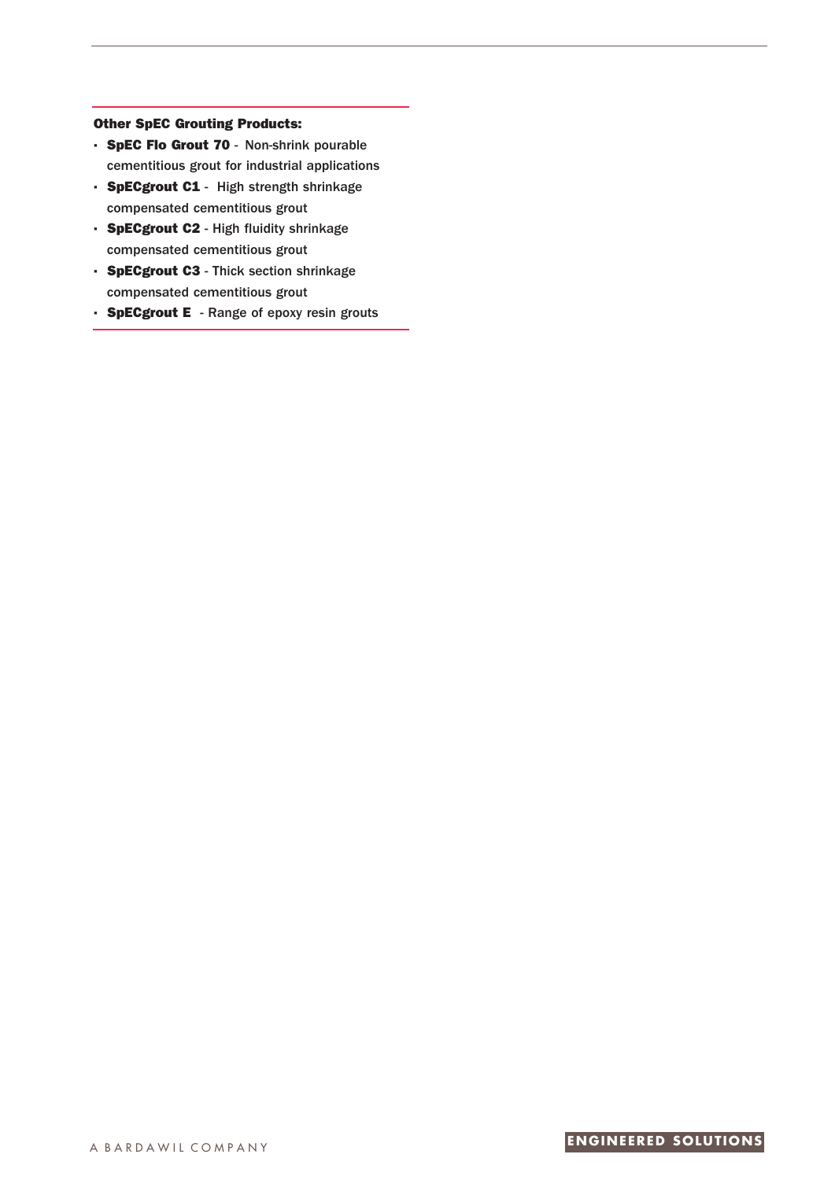**Other SpEC Grouting Products:**

- **SpEC Flo Grout 70** - Non-shrink pourable cementitious grout for industrial applications
- **SpECgrout C1** - High strength shrinkage compensated cementitious grout
- **SpECgrout C2** - High fluidity shrinkage compensated cementitious grout
- **SpECgrout C3** - Thick section shrinkage compensated cementitious grout
- **SpECgrout E** - Range of epoxy resin grouts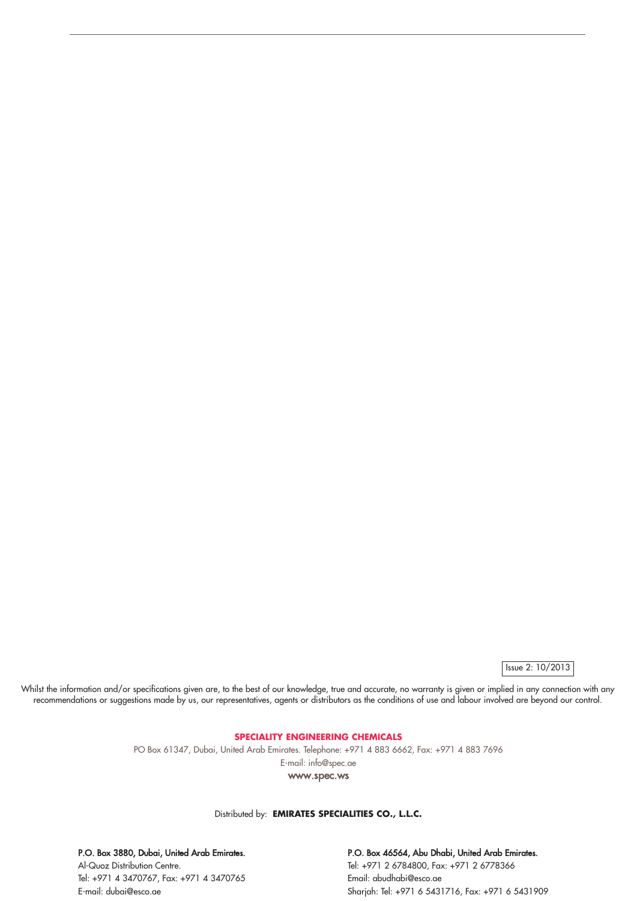Issue 2: 10/2013

Whilst the information and/or specifications given are, to the best of our knowledge, true and accurate, no warranty is given or implied in any connection with any recommendations or suggestions made by us, our representatives, agents or distributors as the conditions of use and labour involved are beyond our control.

**SPECIALITY ENGINEERING CHEMICALS**

PO Box 61347, Dubai, United Arab Emirates. Telephone: +971 4 883 6662, Fax: +971 4 883 7696

E-mail: info@spec.ae

www.spec.ws

Distributed by: **EMIRATES SPECIALITIES CO., L.L.C.**

**P.O. Box 3880, Dubai, United Arab Emirates.**
Al-Quoz Distribution Centre.
Tel: +971 4 3470767, Fax: +971 4 3470765
E-mail: dubai@esco.ae

**P.O. Box 46564, Abu Dhabi, United Arab Emirates.**
Tel: +971 2 6784800, Fax: +971 2 6778366
Email: abudhabi@esco.ae
Sharjah: Tel: +971 6 5431716, Fax: +971 6 5431909